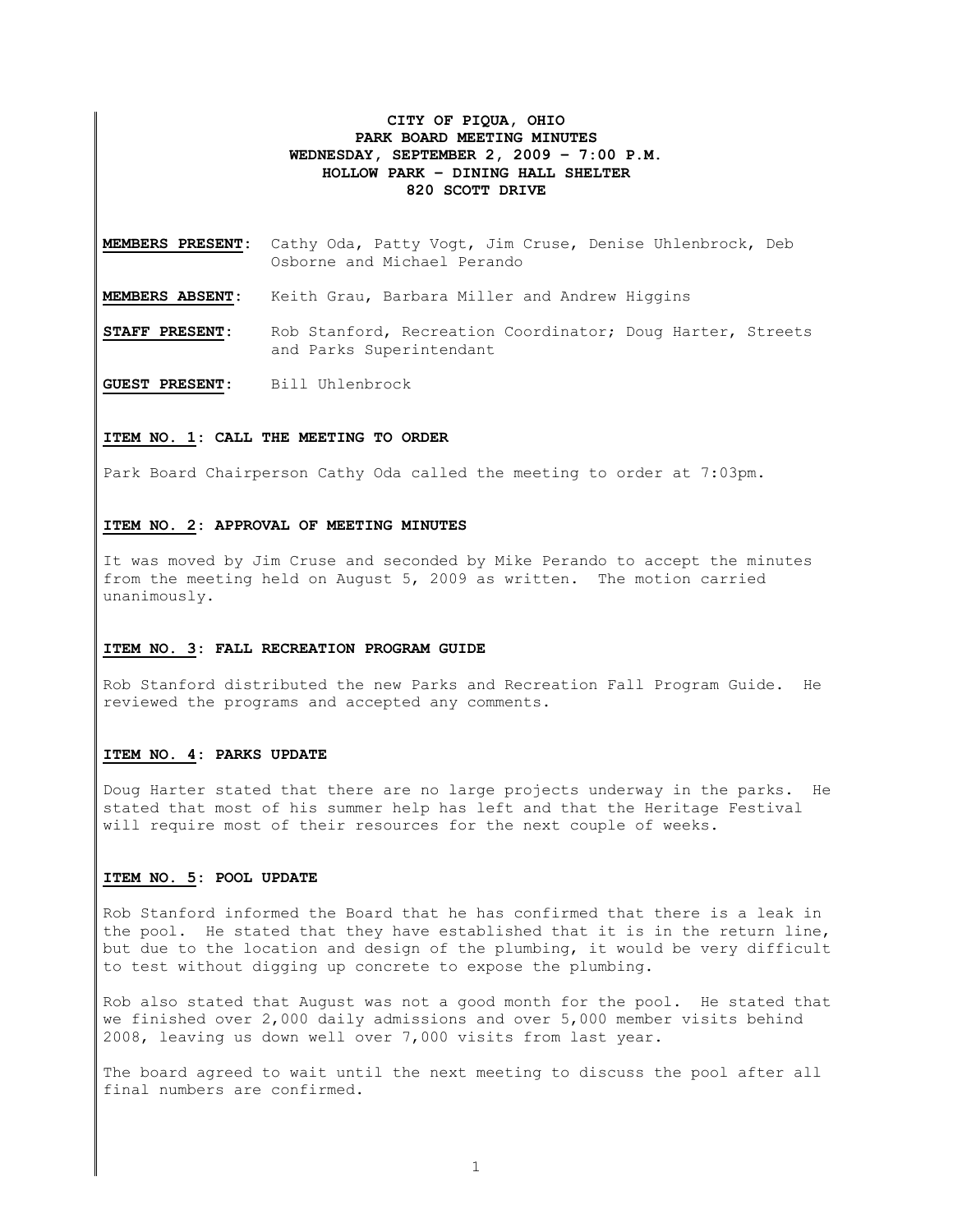# CITY OF PIQUA, OHIO
## PARK BOARD MEETING MINUTES
### WEDNESDAY, SEPTEMBER 2, 2009 – 7:00 P.M.
### HOLLOW PARK – DINING HALL SHELTER
### 820 SCOTT DRIVE

**MEMBERS PRESENT**: Cathy Oda, Patty Vogt, Jim Cruse, Denise Uhlenbrock, Deb Osborne and Michael Perando

**MEMBERS ABSENT**: Keith Grau, Barbara Miller and Andrew Higgins

**STAFF PRESENT**: Rob Stanford, Recreation Coordinator; Doug Harter, Streets and Parks Superintendant

**GUEST PRESENT**: Bill Uhlenbrock

**ITEM NO. 1: CALL THE MEETING TO ORDER**

Park Board Chairperson Cathy Oda called the meeting to order at 7:03pm.

**ITEM NO. 2: APPROVAL OF MEETING MINUTES**

It was moved by Jim Cruse and seconded by Mike Perando to accept the minutes from the meeting held on August 5, 2009 as written. The motion carried unanimously.

**ITEM NO. 3: FALL RECREATION PROGRAM GUIDE**

Rob Stanford distributed the new Parks and Recreation Fall Program Guide. He reviewed the programs and accepted any comments.

**ITEM NO. 4: PARKS UPDATE**

Doug Harter stated that there are no large projects underway in the parks. He stated that most of his summer help has left and that the Heritage Festival will require most of their resources for the next couple of weeks.

**ITEM NO. 5: POOL UPDATE**

Rob Stanford informed the Board that he has confirmed that there is a leak in the pool. He stated that they have established that it is in the return line, but due to the location and design of the plumbing, it would be very difficult to test without digging up concrete to expose the plumbing.

Rob also stated that August was not a good month for the pool. He stated that we finished over 2,000 daily admissions and over 5,000 member visits behind 2008, leaving us down well over 7,000 visits from last year.

The board agreed to wait until the next meeting to discuss the pool after all final numbers are confirmed.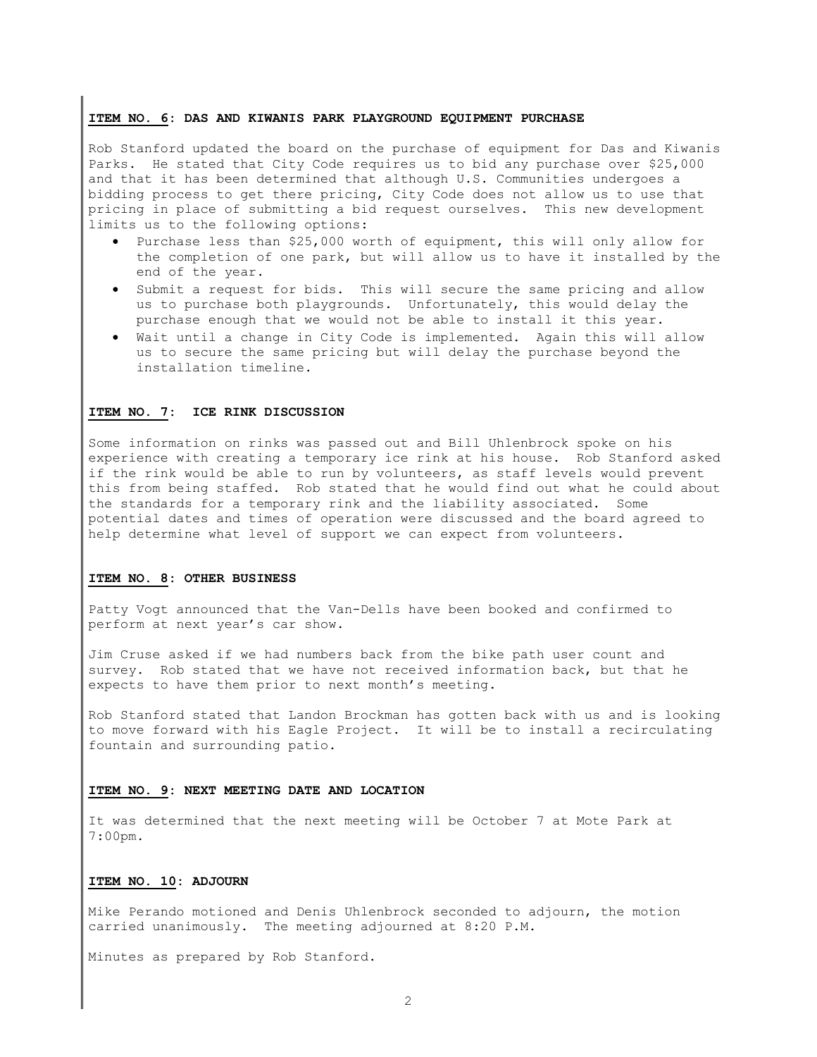**ITEM NO. 6: DAS AND KIWANIS PARK PLAYGROUND EQUIPMENT PURCHASE**

Rob Stanford updated the board on the purchase of equipment for Das and Kiwanis Parks. He stated that City Code requires us to bid any purchase over $25,000 and that it has been determined that although U.S. Communities undergoes a bidding process to get there pricing, City Code does not allow us to use that pricing in place of submitting a bid request ourselves. This new development limits us to the following options:

- Purchase less than $25,000 worth of equipment, this will only allow for the completion of one park, but will allow us to have it installed by the end of the year.
- Submit a request for bids. This will secure the same pricing and allow us to purchase both playgrounds. Unfortunately, this would delay the purchase enough that we would not be able to install it this year.
- Wait until a change in City Code is implemented. Again this will allow us to secure the same pricing but will delay the purchase beyond the installation timeline.

**ITEM NO. 7: ICE RINK DISCUSSION**

Some information on rinks was passed out and Bill Uhlenbrock spoke on his experience with creating a temporary ice rink at his house. Rob Stanford asked if the rink would be able to run by volunteers, as staff levels would prevent this from being staffed. Rob stated that he would find out what he could about the standards for a temporary rink and the liability associated. Some potential dates and times of operation were discussed and the board agreed to help determine what level of support we can expect from volunteers.

**ITEM NO. 8: OTHER BUSINESS**

Patty Vogt announced that the Van-Dells have been booked and confirmed to perform at next year's car show.

Jim Cruse asked if we had numbers back from the bike path user count and survey. Rob stated that we have not received information back, but that he expects to have them prior to next month's meeting.

Rob Stanford stated that Landon Brockman has gotten back with us and is looking to move forward with his Eagle Project. It will be to install a recirculating fountain and surrounding patio.

**ITEM NO. 9: NEXT MEETING DATE AND LOCATION**

It was determined that the next meeting will be October 7 at Mote Park at 7:00pm.

**ITEM NO. 10: ADJOURN**

Mike Perando motioned and Denis Uhlenbrock seconded to adjourn, the motion carried unanimously. The meeting adjourned at 8:20 P.M.

Minutes as prepared by Rob Stanford.